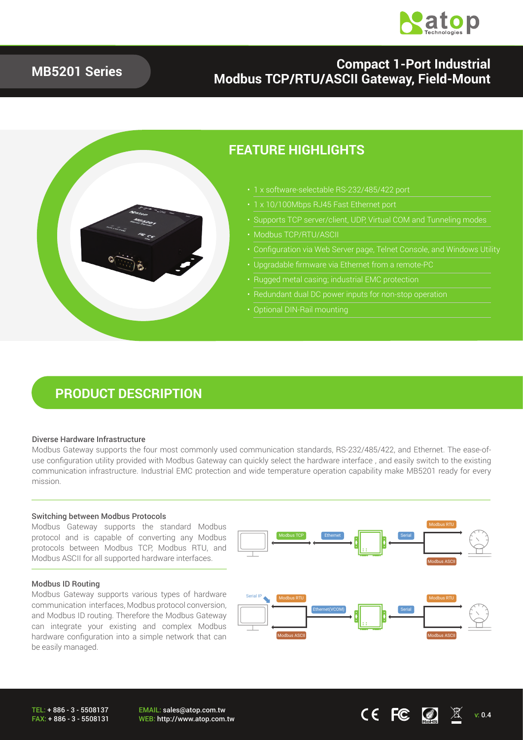# MB5201 Series

## Compact 1-Port Industrial Modbus TCP/RTU/ASCII Gateway, Field-Mount

## FEATURE HIGHLIGHTS

- 1 x software-selectable RS-232/485/422 port
- 1 x 10/100Mbps RJ45 Fast Ethernet port
- Supports TCP server/client, UDP, Virtual COM and Tunneling modes
- Modbus TCP/RTU/ASCII
- Configuration via Web Server page, Telnet Console, and Windows Utility
- Upgradable firmware via Ethernet from a remote-PC
- Rugged metal casing; industrial EMC protection
- Redundant dual DC power inputs for non-stop operation
- Optional DIN-Rail mounting

## PRODUCT DESCRIPTION

### Diverse Hardware Infrastructure

Modbus Gateway supports the four most commonly used communication standards, RS-232/485/422, and Ethernet. The ease-of-use configuration utility provided with Modbus Gateway can quickly select the hardware interface , and easily switch to the existing communication infrastructure. Industrial EMC protection and wide temperature operation capability make MB5201 ready for every mission.

### Switching between Modbus Protocols

Modbus Gateway supports the standard Modbus protocol and is capable of converting any Modbus protocols between Modbus TCP, Modbus RTU, and Modbus ASCII for all supported hardware interfaces.

### Modbus ID Routing

Modbus Gateway supports various types of hardware communication interfaces, Modbus protocol conversion, and Modbus ID routing. Therefore the Modbus Gateway can integrate your existing and complex Modbus hardware configuration into a simple network that can be easily managed.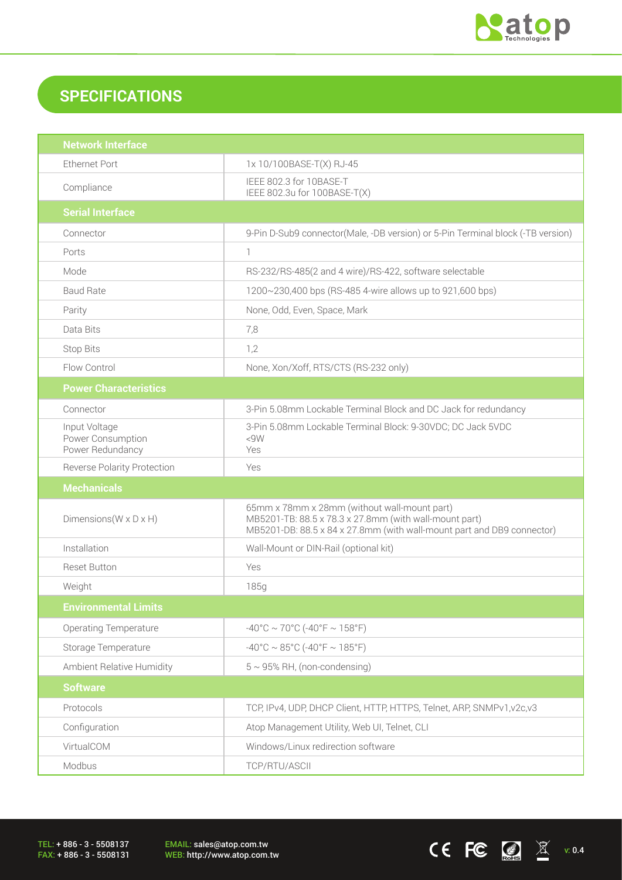## SPECIFICATIONS

| Network Interface | |
|---|---|
| Ethernet Port | 1x 10/100BASE-T(X) RJ-45 |
| Compliance | IEEE 802.3 for 10BASE-T<br>IEEE 802.3u for 100BASE-T(X) |
| **Serial Interface** | |
| Connector | 9-Pin D-Sub9 connector(Male, -DB version) or 5-Pin Terminal block (-TB version) |
| Ports | 1 |
| Mode | RS-232/RS-485(2 and 4 wire)/RS-422, software selectable |
| Baud Rate | 1200~230,400 bps (RS-485 4-wire allows up to 921,600 bps) |
| Parity | None, Odd, Even, Space, Mark |
| Data Bits | 7,8 |
| Stop Bits | 1,2 |
| Flow Control | None, Xon/Xoff, RTS/CTS (RS-232 only) |
| **Power Characteristics** | |
| Connector | 3-Pin 5.08mm Lockable Terminal Block and DC Jack for redundancy |
| Input Voltage<br>Power Consumption<br>Power Redundancy | 3-Pin 5.08mm Lockable Terminal Block: 9-30VDC; DC Jack 5VDC<br><9W<br>Yes |
| Reverse Polarity Protection | Yes |
| **Mechanicals** | |
| Dimensions(W x D x H) | 65mm x 78mm x 28mm (without wall-mount part)<br>MB5201-TB: 88.5 x 78.3 x 27.8mm (with wall-mount part)<br>MB5201-DB: 88.5 x 84 x 27.8mm (with wall-mount part and DB9 connector) |
| Installation | Wall-Mount or DIN-Rail (optional kit) |
| Reset Button | Yes |
| Weight | 185g |
| **Environmental Limits** | |
| Operating Temperature | -40°C ~ 70°C (-40°F ~ 158°F) |
| Storage Temperature | -40°C ~ 85°C (-40°F ~ 185°F) |
| Ambient Relative Humidity | 5 ~ 95% RH, (non-condensing) |
| **Software** | |
| Protocols | TCP, IPv4, UDP, DHCP Client, HTTP, HTTPS, Telnet, ARP, SNMPv1,v2c,v3 |
| Configuration | Atop Management Utility, Web UI, Telnet, CLI |
| VirtualCOM | Windows/Linux redirection software |
| Modbus | TCP/RTU/ASCII |

TEL: + 886 - 3 - 5508137
FAX: + 886 - 3 - 5508131

EMAIL: sales@atop.com.tw
WEB: http://www.atop.com.tw

v: 0.4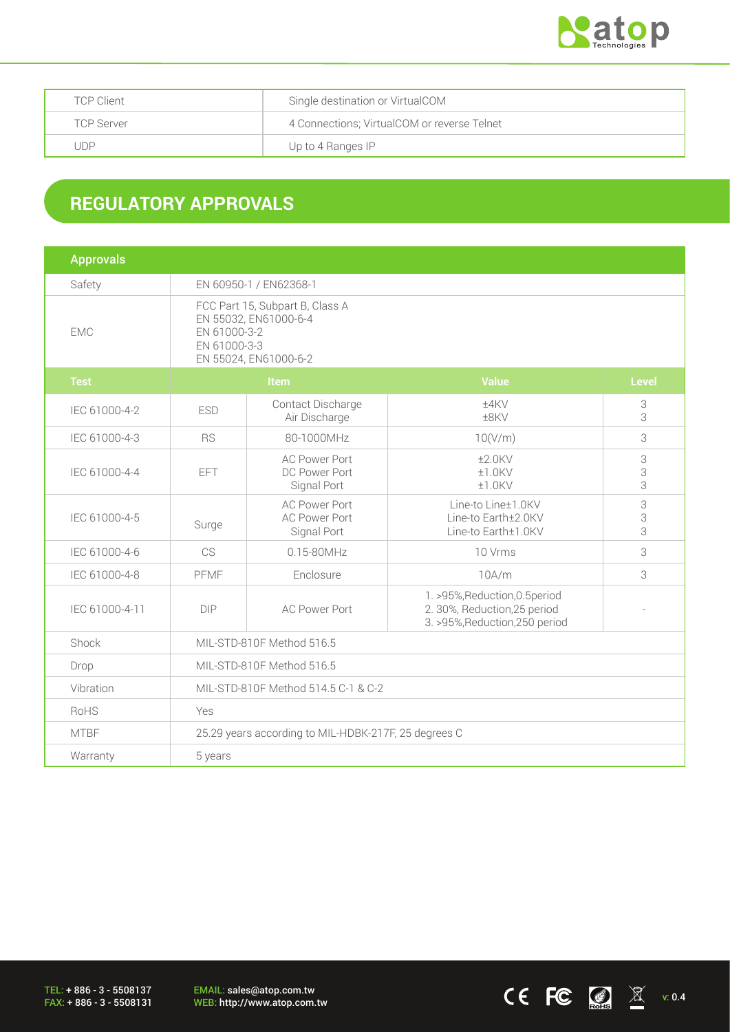| TCP Client | Single destination or VirtualCOM |
| --- | --- |
| TCP Server | 4 Connections; VirtualCOM or reverse Telnet |
| UDP | Up to 4 Ranges IP |

## REGULATORY APPROVALS

| Approvals | | | | |
| --- | --- | --- | --- | --- |
| Safety | EN 60950-1 / EN62368-1 | | | |
| EMC | FCC Part 15, Subpart B, Class A<br>EN 55032, EN61000-6-4<br>EN 61000-3-2<br>EN 61000-3-3<br>EN 55024, EN61000-6-2 | | | |
| **Test** | **Item** | | **Value** | **Level** |
| IEC 61000-4-2 | ESD | Contact Discharge<br>Air Discharge | ±4KV<br>±8KV | 3<br>3 |
| IEC 61000-4-3 | RS | 80-1000MHz | 10(V/m) | 3 |
| IEC 61000-4-4 | EFT | AC Power Port<br>DC Power Port<br>Signal Port | ±2.0KV<br>±1.0KV<br>±1.0KV | 3<br>3<br>3 |
| IEC 61000-4-5 | Surge | AC Power Port<br>AC Power Port<br>Signal Port | Line-to Line±1.0KV<br>Line-to Earth±2.0KV<br>Line-to Earth±1.0KV | 3<br>3<br>3 |
| IEC 61000-4-6 | CS | 0.15-80MHz | 10 Vrms | 3 |
| IEC 61000-4-8 | PFMF | Enclosure | 10A/m | 3 |
| IEC 61000-4-11 | DIP | AC Power Port | 1. >95%,Reduction,0.5period<br>2. 30%, Reduction,25 period<br>3. >95%,Reduction,250 period | - |
| Shock | MIL-STD-810F Method 516.5 | | | |
| Drop | MIL-STD-810F Method 516.5 | | | |
| Vibration | MIL-STD-810F Method 514.5 C-1 & C-2 | | | |
| RoHS | Yes | | | |
| MTBF | 25.29 years according to MIL-HDBK-217F, 25 degrees C | | | |
| Warranty | 5 years | | | |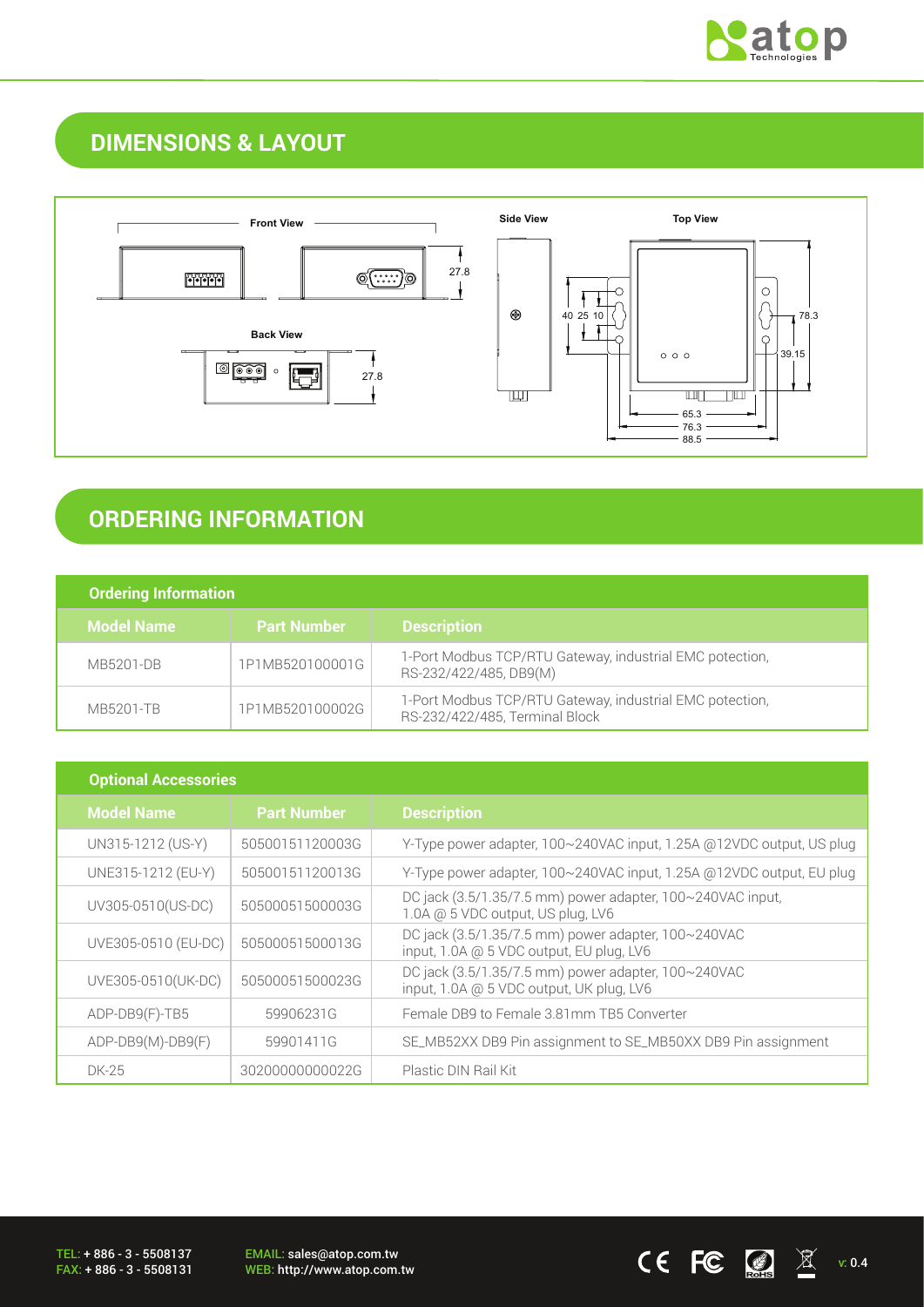## DIMENSIONS & LAYOUT

Front View

27.8

Back View

27.8

Side View

Top View

40 25 10

78.3

39.15

65.3

76.3

88.5

## ORDERING INFORMATION

| Ordering Information | | |
|---|---|---|
| **Model Name** | **Part Number** | **Description** |
| MB5201-DB | 1P1MB520100001G | 1-Port Modbus TCP/RTU Gateway, industrial EMC potection, RS-232/422/485, DB9(M) |
| MB5201-TB | 1P1MB520100002G | 1-Port Modbus TCP/RTU Gateway, industrial EMC potection, RS-232/422/485, Terminal Block |

| Optional Accessories | | |
|---|---|---|
| **Model Name** | **Part Number** | **Description** |
| UN315-1212 (US-Y) | 50500151120003G | Y-Type power adapter, 100~240VAC input, 1.25A @12VDC output, US plug |
| UNE315-1212 (EU-Y) | 50500151120013G | Y-Type power adapter, 100~240VAC input, 1.25A @12VDC output, EU plug |
| UV305-0510(US-DC) | 50500051500003G | DC jack (3.5/1.35/7.5 mm) power adapter, 100~240VAC input, 1.0A @ 5 VDC output, US plug, LV6 |
| UVE305-0510 (EU-DC) | 50500051500013G | DC jack (3.5/1.35/7.5 mm) power adapter, 100~240VAC input, 1.0A @ 5 VDC output, EU plug, LV6 |
| UVE305-0510(UK-DC) | 50500051500023G | DC jack (3.5/1.35/7.5 mm) power adapter, 100~240VAC input, 1.0A @ 5 VDC output, UK plug, LV6 |
| ADP-DB9(F)-TB5 | 59906231G | Female DB9 to Female 3.81mm TB5 Converter |
| ADP-DB9(M)-DB9(F) | 59901411G | SE_MB52XX DB9 Pin assignment to SE_MB50XX DB9 Pin assignment |
| DK-25 | 30200000000022G | Plastic DIN Rail Kit |

TEL: + 886 - 3 - 5508137
FAX: + 886 - 3 - 5508131

EMAIL: sales@atop.com.tw
WEB: http://www.atop.com.tw

v: 0.4